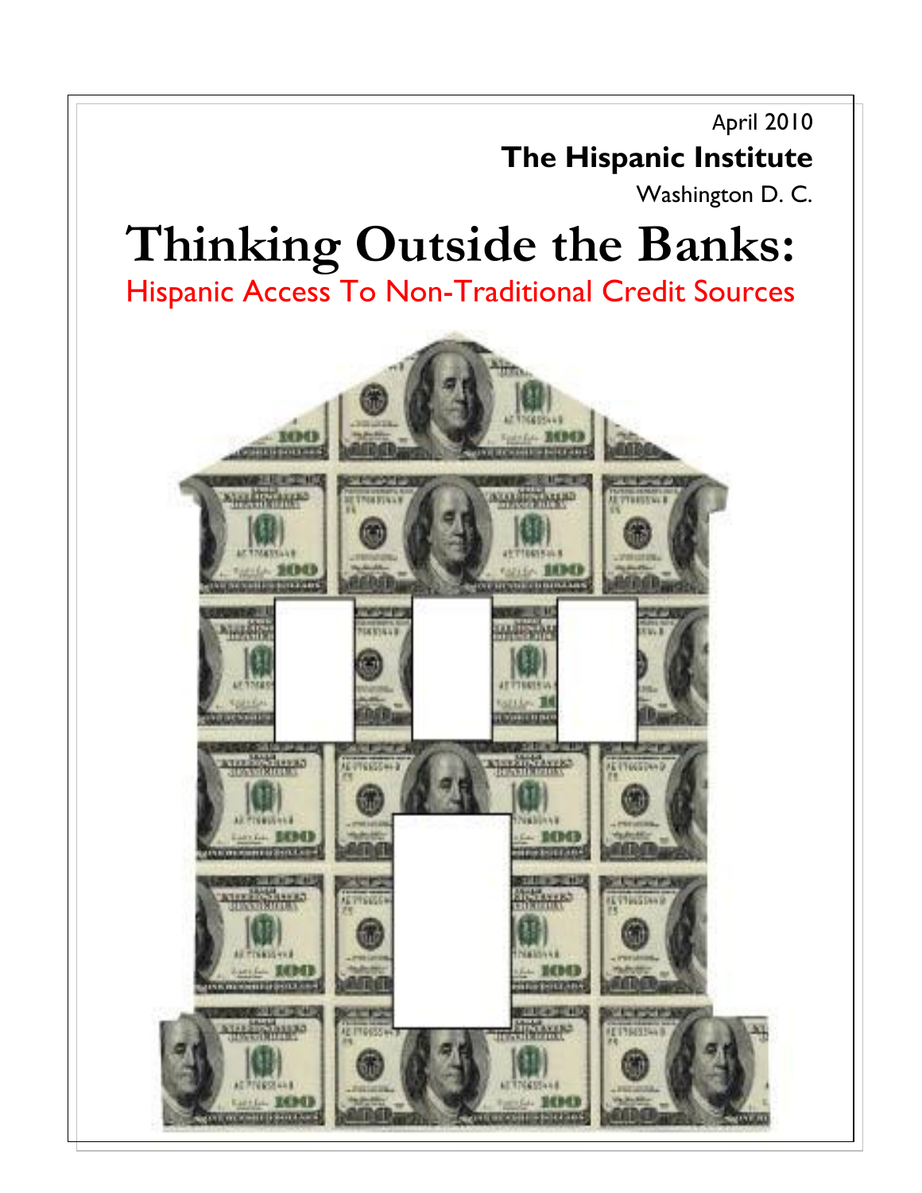April 2010

**The Hispanic Institute**

Washington D. C.

# Thinking Outside the Banks:

## Hispanic Access To Non-Traditional Credit Sources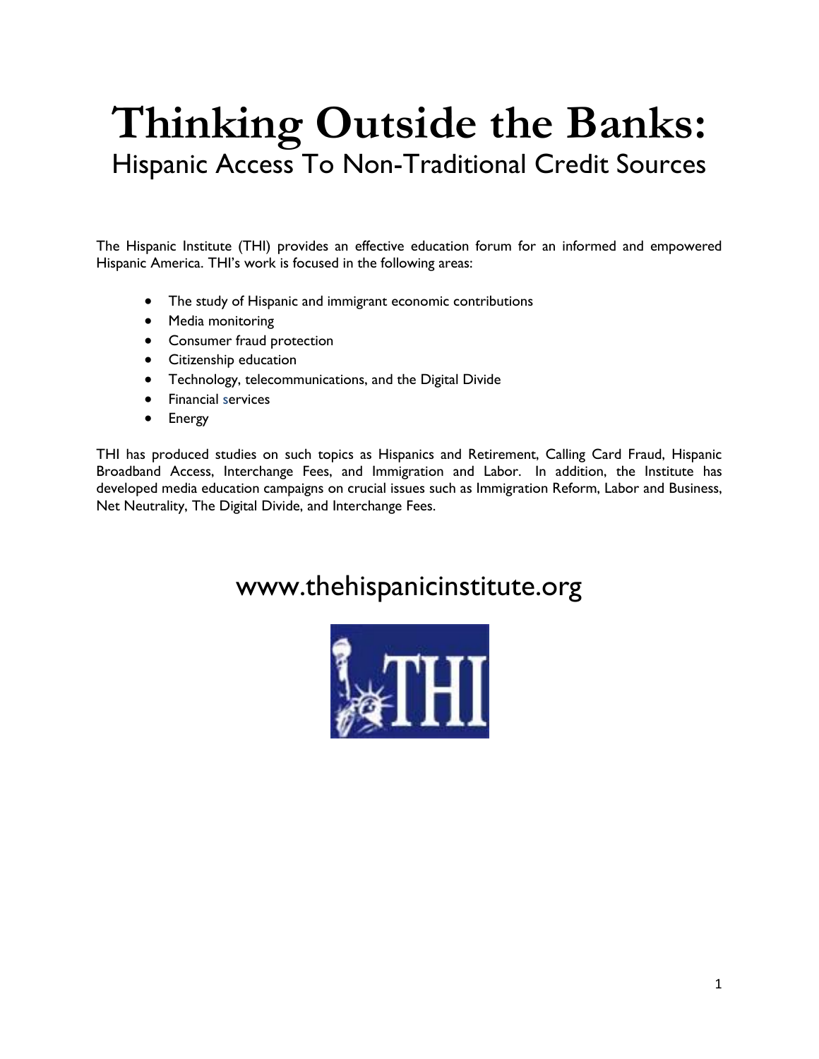# Thinking Outside the Banks:

## Hispanic Access To Non-Traditional Credit Sources

The Hispanic Institute (THI) provides an effective education forum for an informed and empowered Hispanic America. THI's work is focused in the following areas:

- The study of Hispanic and immigrant economic contributions
- Media monitoring
- Consumer fraud protection
- Citizenship education
- Technology, telecommunications, and the Digital Divide
- Financial services
- Energy

THI has produced studies on such topics as Hispanics and Retirement, Calling Card Fraud, Hispanic Broadband Access, Interchange Fees, and Immigration and Labor. In addition, the Institute has developed media education campaigns on crucial issues such as Immigration Reform, Labor and Business, Net Neutrality, The Digital Divide, and Interchange Fees.

www.thehispanicinstitute.org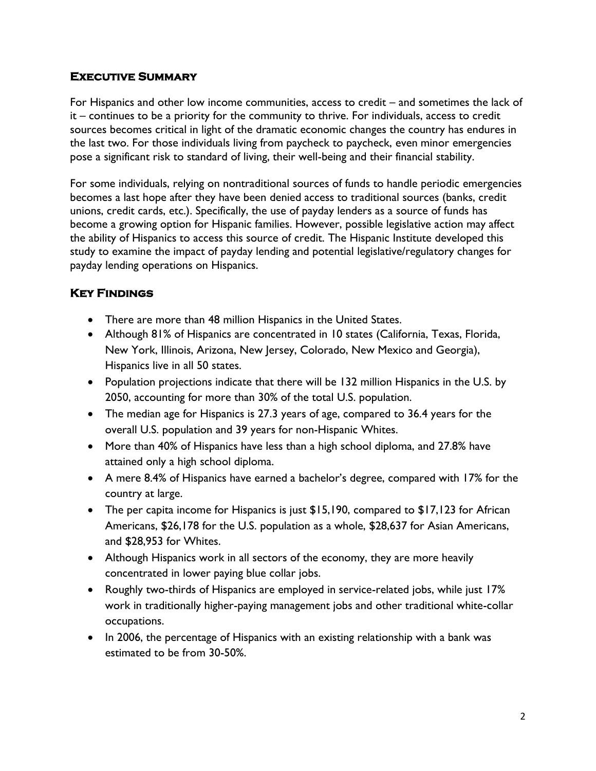## Executive Summary

For Hispanics and other low income communities, access to credit – and sometimes the lack of it – continues to be a priority for the community to thrive. For individuals, access to credit sources becomes critical in light of the dramatic economic changes the country has endures in the last two. For those individuals living from paycheck to paycheck, even minor emergencies pose a significant risk to standard of living, their well-being and their financial stability.

For some individuals, relying on nontraditional sources of funds to handle periodic emergencies becomes a last hope after they have been denied access to traditional sources (banks, credit unions, credit cards, etc.). Specifically, the use of payday lenders as a source of funds has become a growing option for Hispanic families. However, possible legislative action may affect the ability of Hispanics to access this source of credit. The Hispanic Institute developed this study to examine the impact of payday lending and potential legislative/regulatory changes for payday lending operations on Hispanics.

## Key Findings

- There are more than 48 million Hispanics in the United States.
- Although 81% of Hispanics are concentrated in 10 states (California, Texas, Florida, New York, Illinois, Arizona, New Jersey, Colorado, New Mexico and Georgia), Hispanics live in all 50 states.
- Population projections indicate that there will be 132 million Hispanics in the U.S. by 2050, accounting for more than 30% of the total U.S. population.
- The median age for Hispanics is 27.3 years of age, compared to 36.4 years for the overall U.S. population and 39 years for non-Hispanic Whites.
- More than 40% of Hispanics have less than a high school diploma, and 27.8% have attained only a high school diploma.
- A mere 8.4% of Hispanics have earned a bachelor's degree, compared with 17% for the country at large.
- The per capita income for Hispanics is just $15,190, compared to $17,123 for African Americans, $26,178 for the U.S. population as a whole, $28,637 for Asian Americans, and $28,953 for Whites.
- Although Hispanics work in all sectors of the economy, they are more heavily concentrated in lower paying blue collar jobs.
- Roughly two-thirds of Hispanics are employed in service-related jobs, while just 17% work in traditionally higher-paying management jobs and other traditional white-collar occupations.
- In 2006, the percentage of Hispanics with an existing relationship with a bank was estimated to be from 30-50%.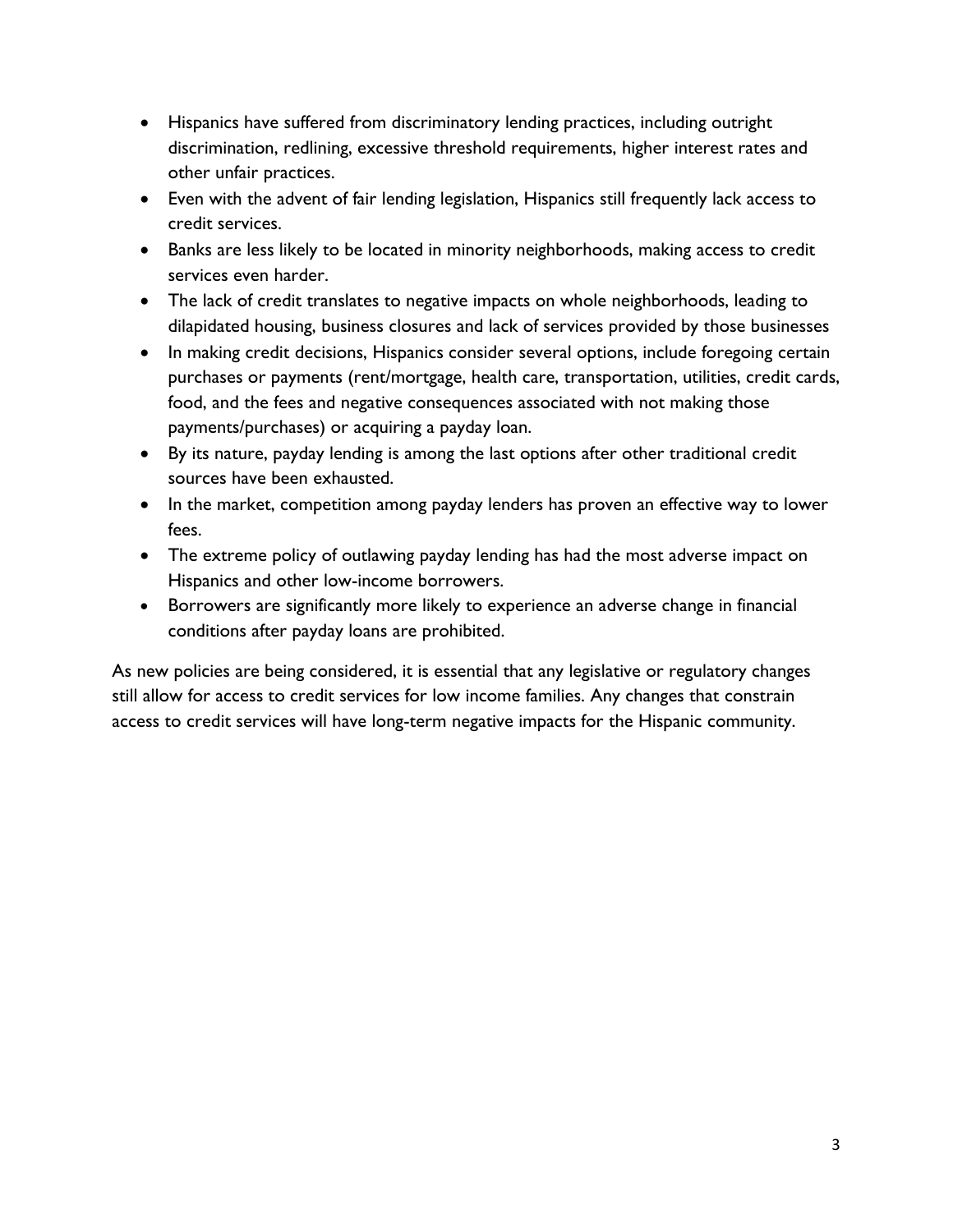- Hispanics have suffered from discriminatory lending practices, including outright discrimination, redlining, excessive threshold requirements, higher interest rates and other unfair practices.
- Even with the advent of fair lending legislation, Hispanics still frequently lack access to credit services.
- Banks are less likely to be located in minority neighborhoods, making access to credit services even harder.
- The lack of credit translates to negative impacts on whole neighborhoods, leading to dilapidated housing, business closures and lack of services provided by those businesses
- In making credit decisions, Hispanics consider several options, include foregoing certain purchases or payments (rent/mortgage, health care, transportation, utilities, credit cards, food, and the fees and negative consequences associated with not making those payments/purchases) or acquiring a payday loan.
- By its nature, payday lending is among the last options after other traditional credit sources have been exhausted.
- In the market, competition among payday lenders has proven an effective way to lower fees.
- The extreme policy of outlawing payday lending has had the most adverse impact on Hispanics and other low-income borrowers.
- Borrowers are significantly more likely to experience an adverse change in financial conditions after payday loans are prohibited.

As new policies are being considered, it is essential that any legislative or regulatory changes still allow for access to credit services for low income families. Any changes that constrain access to credit services will have long-term negative impacts for the Hispanic community.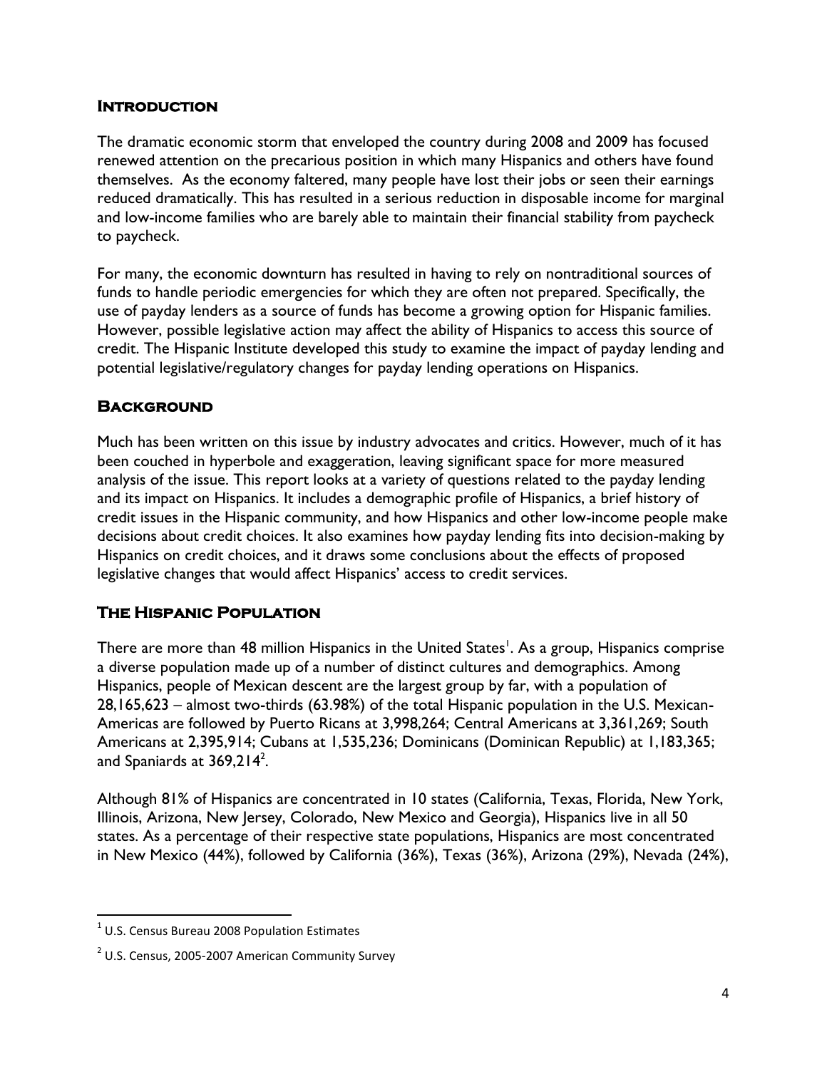## Introduction

The dramatic economic storm that enveloped the country during 2008 and 2009 has focused renewed attention on the precarious position in which many Hispanics and others have found themselves. As the economy faltered, many people have lost their jobs or seen their earnings reduced dramatically. This has resulted in a serious reduction in disposable income for marginal and low-income families who are barely able to maintain their financial stability from paycheck to paycheck.

For many, the economic downturn has resulted in having to rely on nontraditional sources of funds to handle periodic emergencies for which they are often not prepared. Specifically, the use of payday lenders as a source of funds has become a growing option for Hispanic families. However, possible legislative action may affect the ability of Hispanics to access this source of credit. The Hispanic Institute developed this study to examine the impact of payday lending and potential legislative/regulatory changes for payday lending operations on Hispanics.

## Background

Much has been written on this issue by industry advocates and critics. However, much of it has been couched in hyperbole and exaggeration, leaving significant space for more measured analysis of the issue. This report looks at a variety of questions related to the payday lending and its impact on Hispanics. It includes a demographic profile of Hispanics, a brief history of credit issues in the Hispanic community, and how Hispanics and other low-income people make decisions about credit choices. It also examines how payday lending fits into decision-making by Hispanics on credit choices, and it draws some conclusions about the effects of proposed legislative changes that would affect Hispanics' access to credit services.

## The Hispanic Population

There are more than 48 million Hispanics in the United States[1]. As a group, Hispanics comprise a diverse population made up of a number of distinct cultures and demographics. Among Hispanics, people of Mexican descent are the largest group by far, with a population of 28,165,623 – almost two-thirds (63.98%) of the total Hispanic population in the U.S. Mexican-Americas are followed by Puerto Ricans at 3,998,264; Central Americans at 3,361,269; South Americans at 2,395,914; Cubans at 1,535,236; Dominicans (Dominican Republic) at 1,183,365; and Spaniards at 369,214[2].

Although 81% of Hispanics are concentrated in 10 states (California, Texas, Florida, New York, Illinois, Arizona, New Jersey, Colorado, New Mexico and Georgia), Hispanics live in all 50 states. As a percentage of their respective state populations, Hispanics are most concentrated in New Mexico (44%), followed by California (36%), Texas (36%), Arizona (29%), Nevada (24%),

---

[1] U.S. Census Bureau 2008 Population Estimates

[2] U.S. Census, 2005-2007 American Community Survey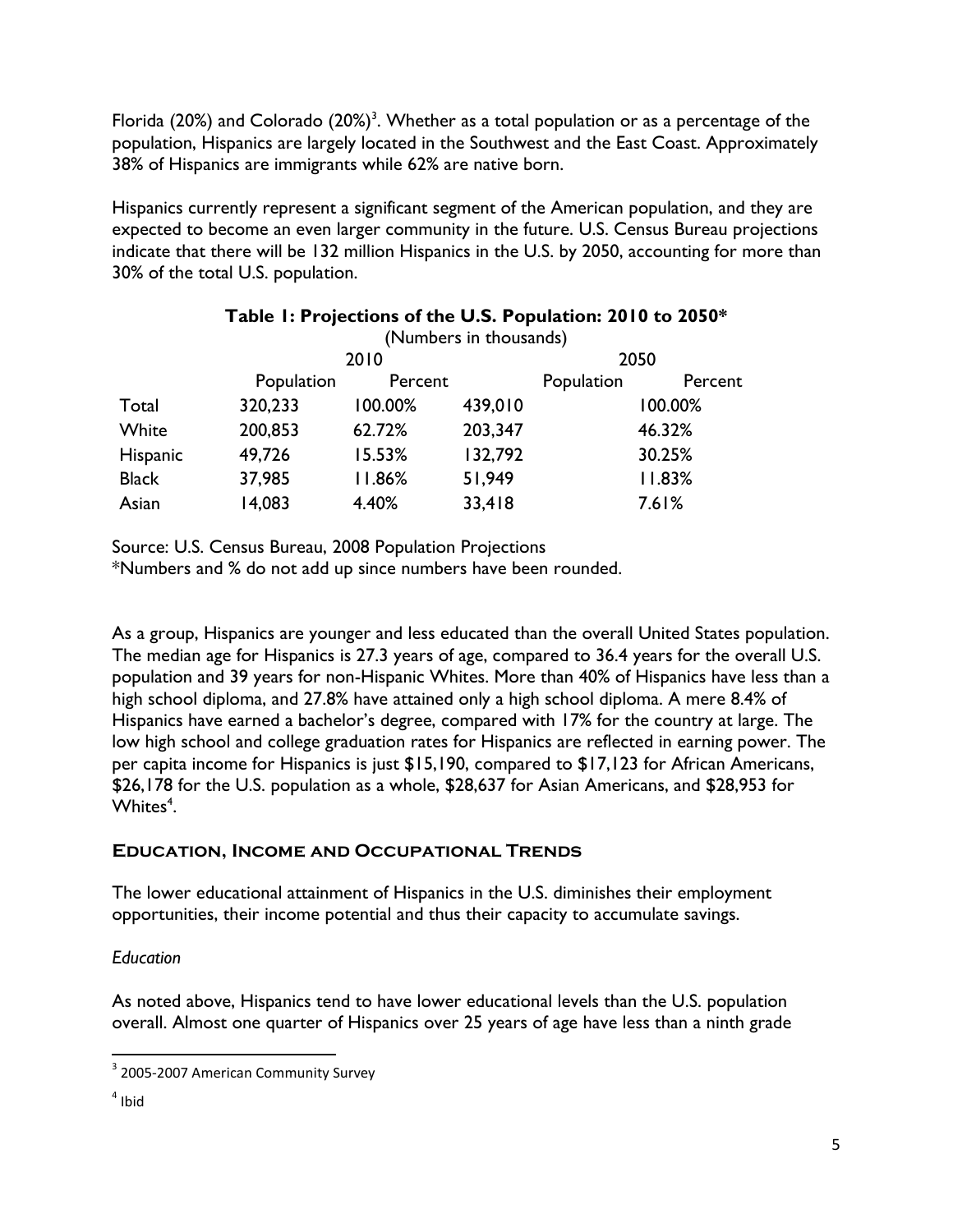Florida (20%) and Colorado (20%)[3]. Whether as a total population or as a percentage of the population, Hispanics are largely located in the Southwest and the East Coast. Approximately 38% of Hispanics are immigrants while 62% are native born.

Hispanics currently represent a significant segment of the American population, and they are expected to become an even larger community in the future. U.S. Census Bureau projections indicate that there will be 132 million Hispanics in the U.S. by 2050, accounting for more than 30% of the total U.S. population.

**Table 1: Projections of the U.S. Population: 2010 to 2050***

(Numbers in thousands)

| | 2010 | | 2050 | |
|---|---|---|---|---|
| | Population | Percent | Population | Percent |
| Total | 320,233 | 100.00% | 439,010 | 100.00% |
| White | 200,853 | 62.72% | 203,347 | 46.32% |
| Hispanic | 49,726 | 15.53% | 132,792 | 30.25% |
| Black | 37,985 | 11.86% | 51,949 | 11.83% |
| Asian | 14,083 | 4.40% | 33,418 | 7.61% |

Source: U.S. Census Bureau, 2008 Population Projections
*Numbers and % do not add up since numbers have been rounded.

As a group, Hispanics are younger and less educated than the overall United States population. The median age for Hispanics is 27.3 years of age, compared to 36.4 years for the overall U.S. population and 39 years for non-Hispanic Whites. More than 40% of Hispanics have less than a high school diploma, and 27.8% have attained only a high school diploma. A mere 8.4% of Hispanics have earned a bachelor's degree, compared with 17% for the country at large. The low high school and college graduation rates for Hispanics are reflected in earning power. The per capita income for Hispanics is just $15,190, compared to $17,123 for African Americans, $26,178 for the U.S. population as a whole, $28,637 for Asian Americans, and $28,953 for Whites[4].

## Education, Income and Occupational Trends

The lower educational attainment of Hispanics in the U.S. diminishes their employment opportunities, their income potential and thus their capacity to accumulate savings.

*Education*

As noted above, Hispanics tend to have lower educational levels than the U.S. population overall. Almost one quarter of Hispanics over 25 years of age have less than a ninth grade

[3] 2005-2007 American Community Survey

[4] Ibid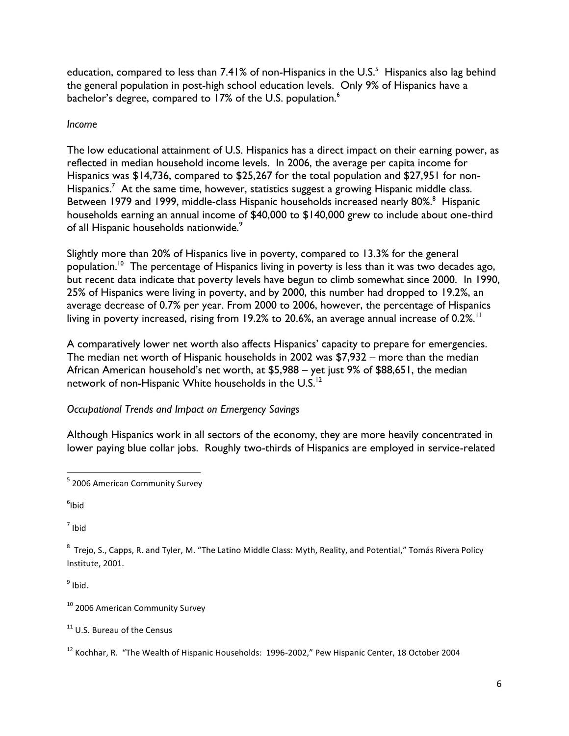education, compared to less than 7.41% of non-Hispanics in the U.S.[5] Hispanics also lag behind the general population in post-high school education levels. Only 9% of Hispanics have a bachelor's degree, compared to 17% of the U.S. population.[6]

*Income*

The low educational attainment of U.S. Hispanics has a direct impact on their earning power, as reflected in median household income levels. In 2006, the average per capita income for Hispanics was $14,736, compared to $25,267 for the total population and $27,951 for non-Hispanics.[7] At the same time, however, statistics suggest a growing Hispanic middle class. Between 1979 and 1999, middle-class Hispanic households increased nearly 80%.[8] Hispanic households earning an annual income of $40,000 to $140,000 grew to include about one-third of all Hispanic households nationwide.[9]

Slightly more than 20% of Hispanics live in poverty, compared to 13.3% for the general population.[10] The percentage of Hispanics living in poverty is less than it was two decades ago, but recent data indicate that poverty levels have begun to climb somewhat since 2000. In 1990, 25% of Hispanics were living in poverty, and by 2000, this number had dropped to 19.2%, an average decrease of 0.7% per year. From 2000 to 2006, however, the percentage of Hispanics living in poverty increased, rising from 19.2% to 20.6%, an average annual increase of 0.2%.[11]

A comparatively lower net worth also affects Hispanics' capacity to prepare for emergencies. The median net worth of Hispanic households in 2002 was $7,932 – more than the median African American household's net worth, at $5,988 – yet just 9% of $88,651, the median network of non-Hispanic White households in the U.S.[12]

*Occupational Trends and Impact on Emergency Savings*

Although Hispanics work in all sectors of the economy, they are more heavily concentrated in lower paying blue collar jobs. Roughly two-thirds of Hispanics are employed in service-related

---

[5] 2006 American Community Survey

[6] Ibid

[7] Ibid

[8] Trejo, S., Capps, R. and Tyler, M. "The Latino Middle Class: Myth, Reality, and Potential," Tomás Rivera Policy Institute, 2001.

[9] Ibid.

[10] 2006 American Community Survey

[11] U.S. Bureau of the Census

[12] Kochhar, R. "The Wealth of Hispanic Households: 1996-2002," Pew Hispanic Center, 18 October 2004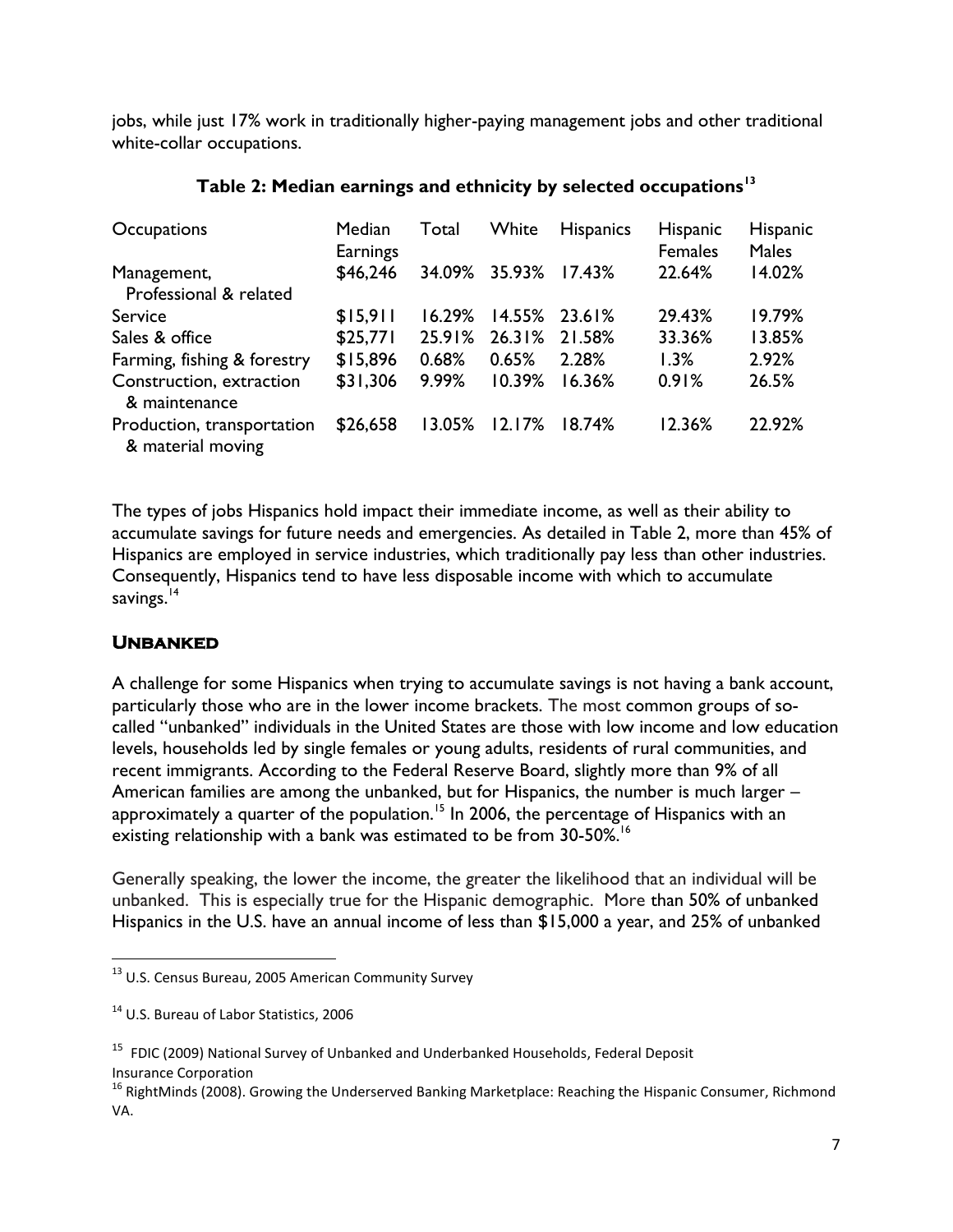jobs, while just 17% work in traditionally higher-paying management jobs and other traditional white-collar occupations.

**Table 2: Median earnings and ethnicity by selected occupations**[13]

| Occupations | Median Earnings | Total | White | Hispanics | Hispanic Females | Hispanic Males |
|---|---|---|---|---|---|---|
| Management, Professional & related | $46,246 | 34.09% | 35.93% | 17.43% | 22.64% | 14.02% |
| Service | $15,911 | 16.29% | 14.55% | 23.61% | 29.43% | 19.79% |
| Sales & office | $25,771 | 25.91% | 26.31% | 21.58% | 33.36% | 13.85% |
| Farming, fishing & forestry | $15,896 | 0.68% | 0.65% | 2.28% | 1.3% | 2.92% |
| Construction, extraction & maintenance | $31,306 | 9.99% | 10.39% | 16.36% | 0.91% | 26.5% |
| Production, transportation & material moving | $26,658 | 13.05% | 12.17% | 18.74% | 12.36% | 22.92% |

The types of jobs Hispanics hold impact their immediate income, as well as their ability to accumulate savings for future needs and emergencies. As detailed in Table 2, more than 45% of Hispanics are employed in service industries, which traditionally pay less than other industries. Consequently, Hispanics tend to have less disposable income with which to accumulate savings.[14]

## Unbanked

A challenge for some Hispanics when trying to accumulate savings is not having a bank account, particularly those who are in the lower income brackets. The most common groups of so-called "unbanked" individuals in the United States are those with low income and low education levels, households led by single females or young adults, residents of rural communities, and recent immigrants. According to the Federal Reserve Board, slightly more than 9% of all American families are among the unbanked, but for Hispanics, the number is much larger – approximately a quarter of the population.[15] In 2006, the percentage of Hispanics with an existing relationship with a bank was estimated to be from 30-50%.[16]

Generally speaking, the lower the income, the greater the likelihood that an individual will be unbanked. This is especially true for the Hispanic demographic. More than 50% of unbanked Hispanics in the U.S. have an annual income of less than $15,000 a year, and 25% of unbanked

[13] U.S. Census Bureau, 2005 American Community Survey

[14] U.S. Bureau of Labor Statistics, 2006

[15] FDIC (2009) National Survey of Unbanked and Underbanked Households, Federal Deposit Insurance Corporation

[16] RightMinds (2008). Growing the Underserved Banking Marketplace: Reaching the Hispanic Consumer, Richmond VA.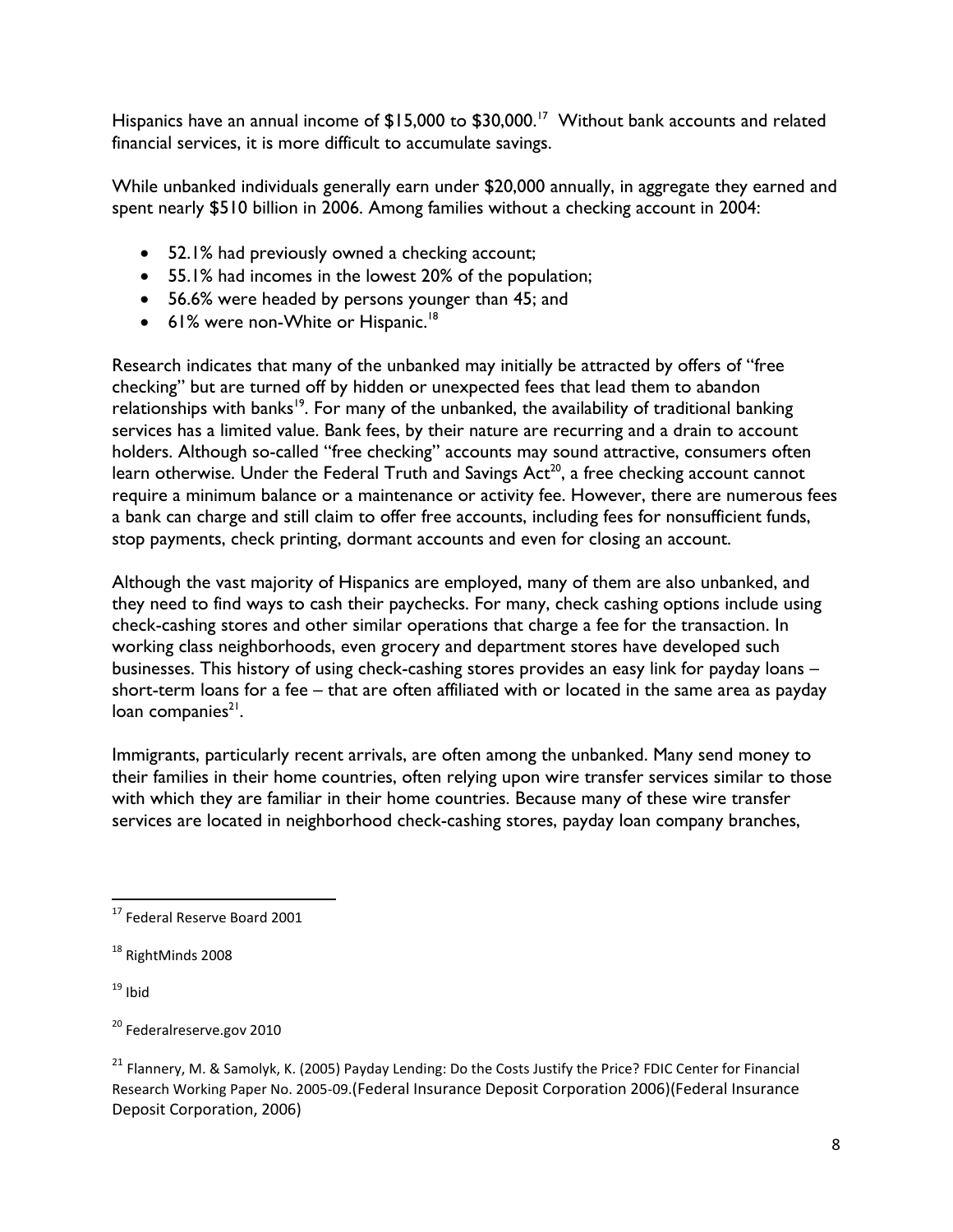Hispanics have an annual income of $15,000 to $30,000.[17] Without bank accounts and related financial services, it is more difficult to accumulate savings.

While unbanked individuals generally earn under $20,000 annually, in aggregate they earned and spent nearly $510 billion in 2006. Among families without a checking account in 2004:

- 52.1% had previously owned a checking account;
- 55.1% had incomes in the lowest 20% of the population;
- 56.6% were headed by persons younger than 45; and
- 61% were non-White or Hispanic.[18]

Research indicates that many of the unbanked may initially be attracted by offers of "free checking" but are turned off by hidden or unexpected fees that lead them to abandon relationships with banks[19]. For many of the unbanked, the availability of traditional banking services has a limited value. Bank fees, by their nature are recurring and a drain to account holders. Although so-called "free checking" accounts may sound attractive, consumers often learn otherwise. Under the Federal Truth and Savings Act[20], a free checking account cannot require a minimum balance or a maintenance or activity fee. However, there are numerous fees a bank can charge and still claim to offer free accounts, including fees for nonsufficient funds, stop payments, check printing, dormant accounts and even for closing an account.

Although the vast majority of Hispanics are employed, many of them are also unbanked, and they need to find ways to cash their paychecks. For many, check cashing options include using check-cashing stores and other similar operations that charge a fee for the transaction. In working class neighborhoods, even grocery and department stores have developed such businesses. This history of using check-cashing stores provides an easy link for payday loans – short-term loans for a fee – that are often affiliated with or located in the same area as payday loan companies[21].

Immigrants, particularly recent arrivals, are often among the unbanked. Many send money to their families in their home countries, often relying upon wire transfer services similar to those with which they are familiar in their home countries. Because many of these wire transfer services are located in neighborhood check-cashing stores, payday loan company branches,

---

[17] Federal Reserve Board 2001

[18] RightMinds 2008

[19] Ibid

[20] Federalreserve.gov 2010

[21] Flannery, M. & Samolyk, K. (2005) Payday Lending: Do the Costs Justify the Price? FDIC Center for Financial Research Working Paper No. 2005-09.(Federal Insurance Deposit Corporation 2006)(Federal Insurance Deposit Corporation, 2006)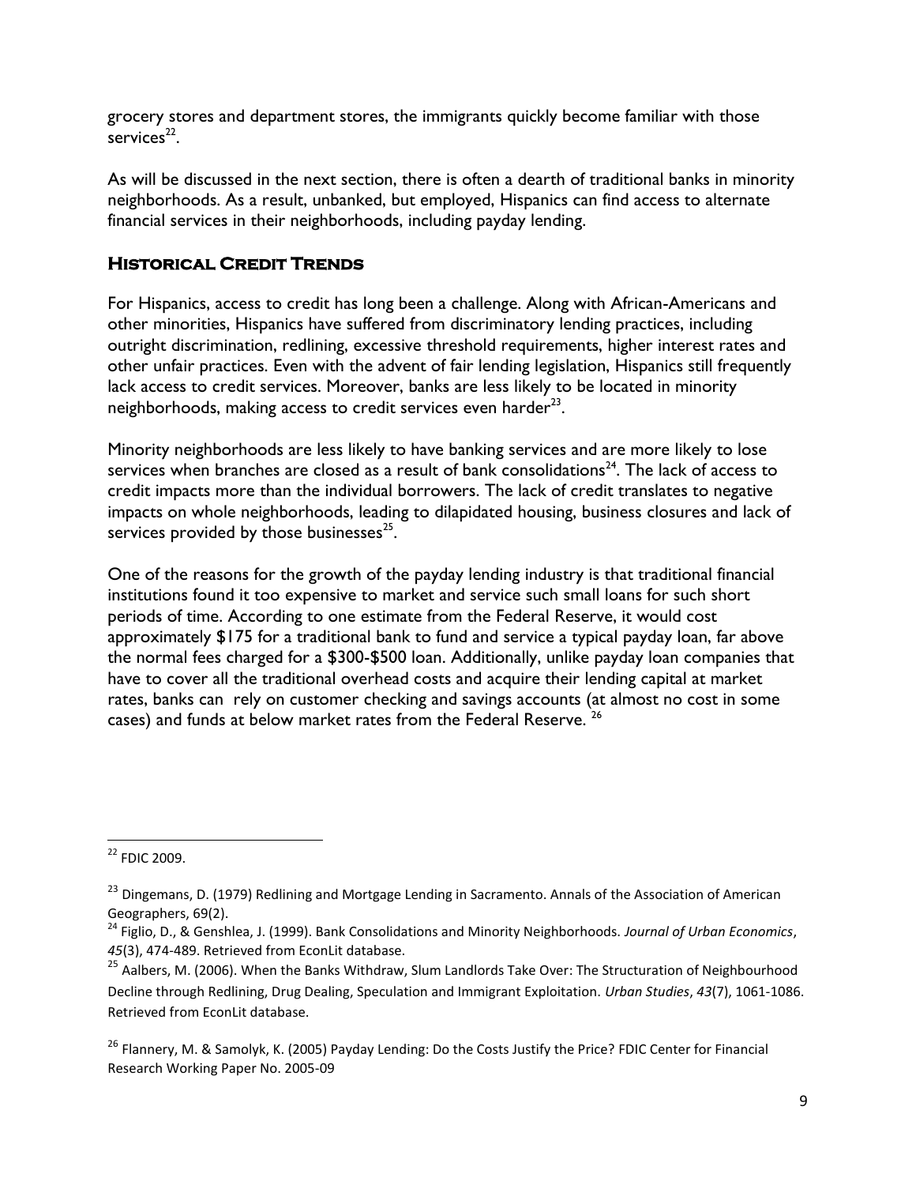grocery stores and department stores, the immigrants quickly become familiar with those services[22].

As will be discussed in the next section, there is often a dearth of traditional banks in minority neighborhoods. As a result, unbanked, but employed, Hispanics can find access to alternate financial services in their neighborhoods, including payday lending.

## Historical Credit Trends

For Hispanics, access to credit has long been a challenge. Along with African-Americans and other minorities, Hispanics have suffered from discriminatory lending practices, including outright discrimination, redlining, excessive threshold requirements, higher interest rates and other unfair practices. Even with the advent of fair lending legislation, Hispanics still frequently lack access to credit services. Moreover, banks are less likely to be located in minority neighborhoods, making access to credit services even harder[23].

Minority neighborhoods are less likely to have banking services and are more likely to lose services when branches are closed as a result of bank consolidations[24]. The lack of access to credit impacts more than the individual borrowers. The lack of credit translates to negative impacts on whole neighborhoods, leading to dilapidated housing, business closures and lack of services provided by those businesses[25].

One of the reasons for the growth of the payday lending industry is that traditional financial institutions found it too expensive to market and service such small loans for such short periods of time. According to one estimate from the Federal Reserve, it would cost approximately $175 for a traditional bank to fund and service a typical payday loan, far above the normal fees charged for a $300-$500 loan. Additionally, unlike payday loan companies that have to cover all the traditional overhead costs and acquire their lending capital at market rates, banks can rely on customer checking and savings accounts (at almost no cost in some cases) and funds at below market rates from the Federal Reserve. [26]

---

[22] FDIC 2009.

[23] Dingemans, D. (1979) Redlining and Mortgage Lending in Sacramento. Annals of the Association of American Geographers, 69(2).

[24] Figlio, D., & Genshlea, J. (1999). Bank Consolidations and Minority Neighborhoods. *Journal of Urban Economics*, *45*(3), 474-489. Retrieved from EconLit database.

[25] Aalbers, M. (2006). When the Banks Withdraw, Slum Landlords Take Over: The Structuration of Neighbourhood Decline through Redlining, Drug Dealing, Speculation and Immigrant Exploitation. *Urban Studies*, *43*(7), 1061-1086. Retrieved from EconLit database.

[26] Flannery, M. & Samolyk, K. (2005) Payday Lending: Do the Costs Justify the Price? FDIC Center for Financial Research Working Paper No. 2005-09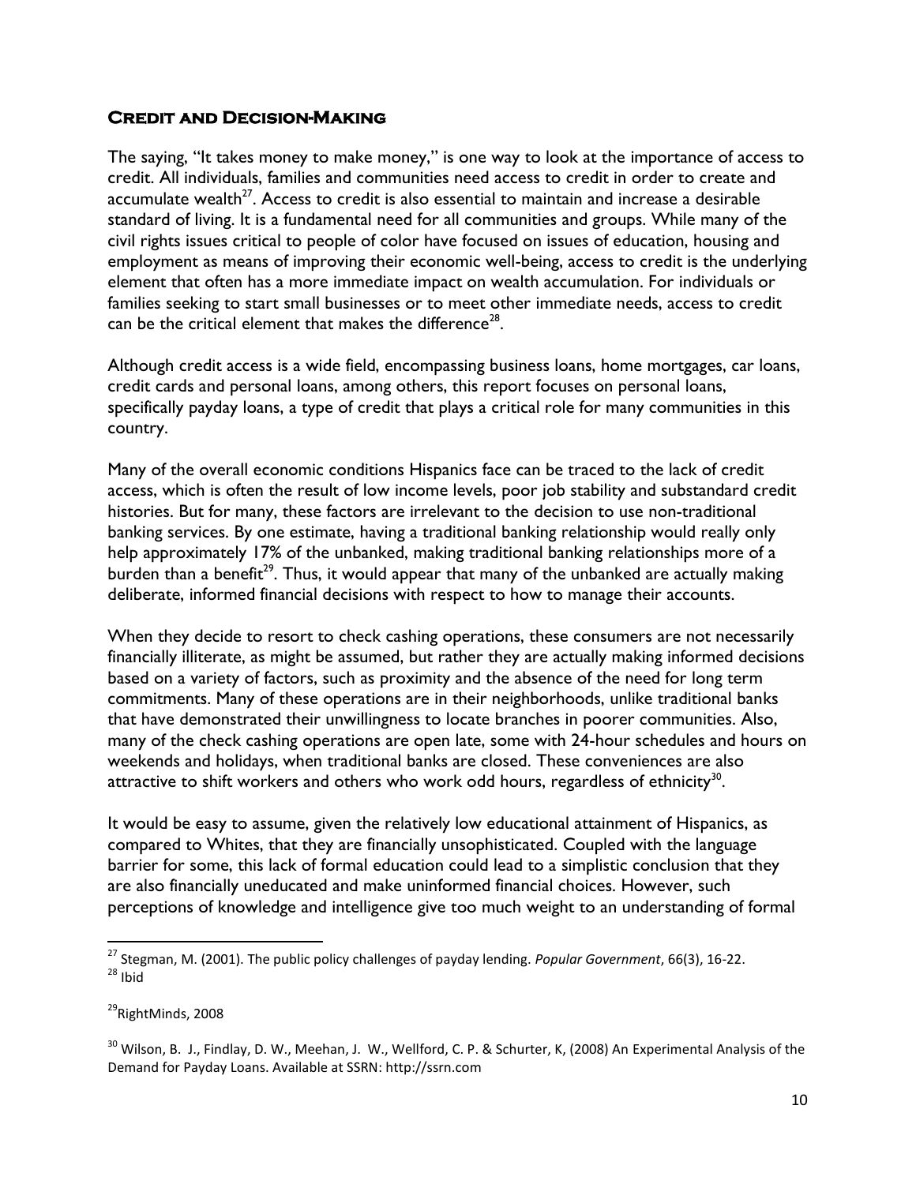## Credit and Decision-Making

The saying, "It takes money to make money," is one way to look at the importance of access to credit. All individuals, families and communities need access to credit in order to create and accumulate wealth[27]. Access to credit is also essential to maintain and increase a desirable standard of living. It is a fundamental need for all communities and groups. While many of the civil rights issues critical to people of color have focused on issues of education, housing and employment as means of improving their economic well-being, access to credit is the underlying element that often has a more immediate impact on wealth accumulation. For individuals or families seeking to start small businesses or to meet other immediate needs, access to credit can be the critical element that makes the difference[28].

Although credit access is a wide field, encompassing business loans, home mortgages, car loans, credit cards and personal loans, among others, this report focuses on personal loans, specifically payday loans, a type of credit that plays a critical role for many communities in this country.

Many of the overall economic conditions Hispanics face can be traced to the lack of credit access, which is often the result of low income levels, poor job stability and substandard credit histories. But for many, these factors are irrelevant to the decision to use non-traditional banking services. By one estimate, having a traditional banking relationship would really only help approximately 17% of the unbanked, making traditional banking relationships more of a burden than a benefit[29]. Thus, it would appear that many of the unbanked are actually making deliberate, informed financial decisions with respect to how to manage their accounts.

When they decide to resort to check cashing operations, these consumers are not necessarily financially illiterate, as might be assumed, but rather they are actually making informed decisions based on a variety of factors, such as proximity and the absence of the need for long term commitments. Many of these operations are in their neighborhoods, unlike traditional banks that have demonstrated their unwillingness to locate branches in poorer communities. Also, many of the check cashing operations are open late, some with 24-hour schedules and hours on weekends and holidays, when traditional banks are closed. These conveniences are also attractive to shift workers and others who work odd hours, regardless of ethnicity[30].

It would be easy to assume, given the relatively low educational attainment of Hispanics, as compared to Whites, that they are financially unsophisticated. Coupled with the language barrier for some, this lack of formal education could lead to a simplistic conclusion that they are also financially uneducated and make uninformed financial choices. However, such perceptions of knowledge and intelligence give too much weight to an understanding of formal

---

[27] Stegman, M. (2001). The public policy challenges of payday lending. *Popular Government*, 66(3), 16-22.
[28] Ibid

[29] RightMinds, 2008

[30] Wilson, B. J., Findlay, D. W., Meehan, J. W., Wellford, C. P. & Schurter, K, (2008) An Experimental Analysis of the Demand for Payday Loans. Available at SSRN: http://ssrn.com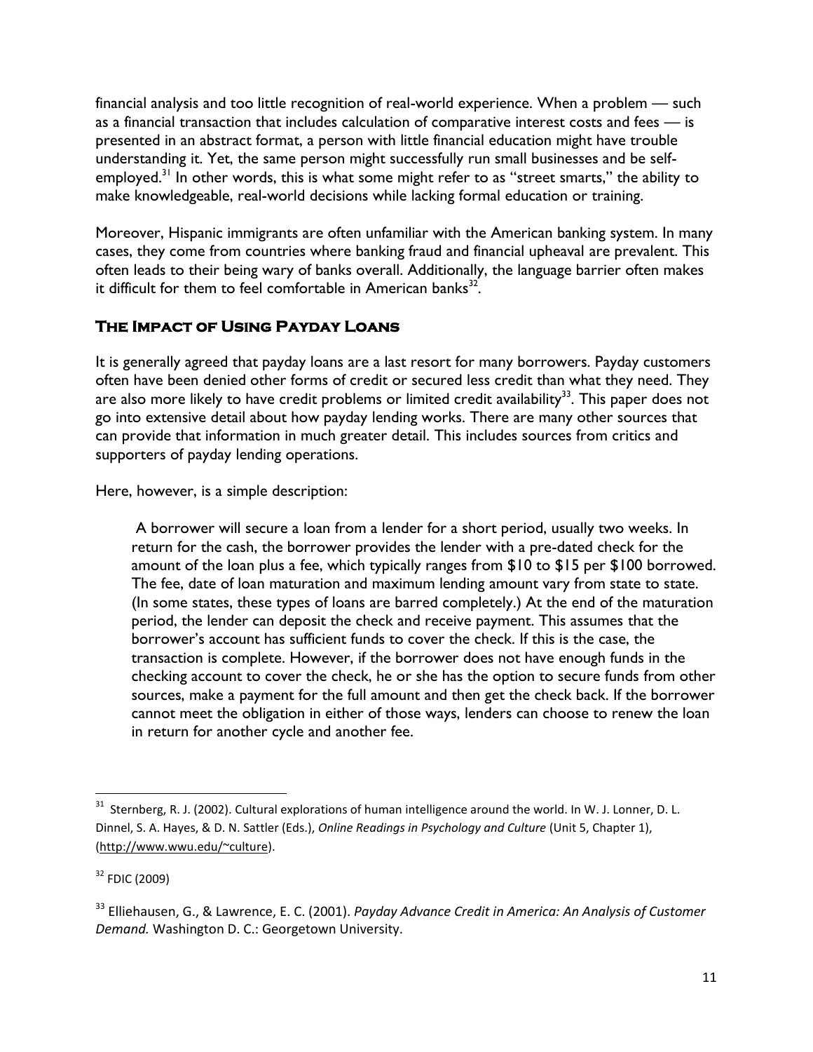financial analysis and too little recognition of real-world experience. When a problem — such as a financial transaction that includes calculation of comparative interest costs and fees — is presented in an abstract format, a person with little financial education might have trouble understanding it. Yet, the same person might successfully run small businesses and be self-employed.[31] In other words, this is what some might refer to as "street smarts," the ability to make knowledgeable, real-world decisions while lacking formal education or training.

Moreover, Hispanic immigrants are often unfamiliar with the American banking system. In many cases, they come from countries where banking fraud and financial upheaval are prevalent. This often leads to their being wary of banks overall. Additionally, the language barrier often makes it difficult for them to feel comfortable in American banks[32].

## The Impact of Using Payday Loans

It is generally agreed that payday loans are a last resort for many borrowers. Payday customers often have been denied other forms of credit or secured less credit than what they need. They are also more likely to have credit problems or limited credit availability[33]. This paper does not go into extensive detail about how payday lending works. There are many other sources that can provide that information in much greater detail. This includes sources from critics and supporters of payday lending operations.

Here, however, is a simple description:

> A borrower will secure a loan from a lender for a short period, usually two weeks. In return for the cash, the borrower provides the lender with a pre-dated check for the amount of the loan plus a fee, which typically ranges from $10 to $15 per $100 borrowed. The fee, date of loan maturation and maximum lending amount vary from state to state. (In some states, these types of loans are barred completely.) At the end of the maturation period, the lender can deposit the check and receive payment. This assumes that the borrower's account has sufficient funds to cover the check. If this is the case, the transaction is complete. However, if the borrower does not have enough funds in the checking account to cover the check, he or she has the option to secure funds from other sources, make a payment for the full amount and then get the check back. If the borrower cannot meet the obligation in either of those ways, lenders can choose to renew the loan in return for another cycle and another fee.

---

[31] Sternberg, R. J. (2002). Cultural explorations of human intelligence around the world. In W. J. Lonner, D. L. Dinnel, S. A. Hayes, & D. N. Sattler (Eds.), *Online Readings in Psychology and Culture* (Unit 5, Chapter 1), (http://www.wwu.edu/~culture).

[32] FDIC (2009)

[33] Elliehausen, G., & Lawrence, E. C. (2001). *Payday Advance Credit in America: An Analysis of Customer Demand.* Washington D. C.: Georgetown University.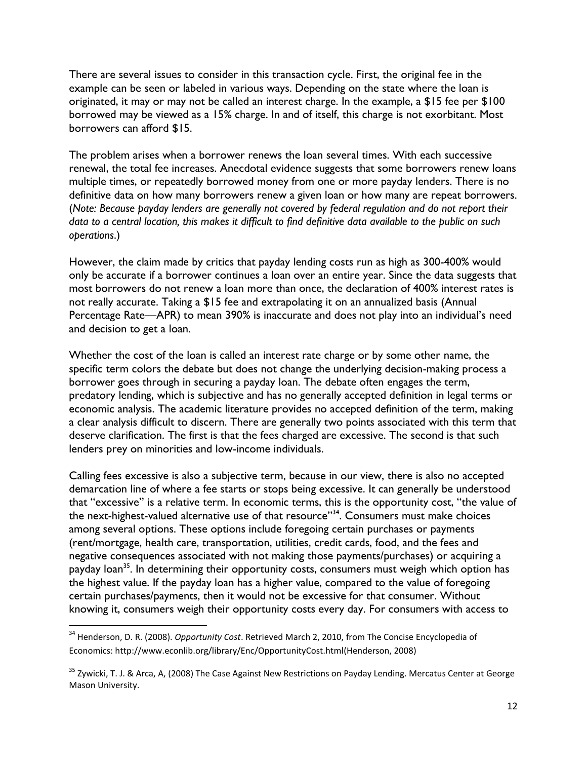There are several issues to consider in this transaction cycle. First, the original fee in the example can be seen or labeled in various ways. Depending on the state where the loan is originated, it may or may not be called an interest charge. In the example, a $15 fee per $100 borrowed may be viewed as a 15% charge. In and of itself, this charge is not exorbitant. Most borrowers can afford $15.

The problem arises when a borrower renews the loan several times. With each successive renewal, the total fee increases. Anecdotal evidence suggests that some borrowers renew loans multiple times, or repeatedly borrowed money from one or more payday lenders. There is no definitive data on how many borrowers renew a given loan or how many are repeat borrowers. (*Note: Because payday lenders are generally not covered by federal regulation and do not report their data to a central location, this makes it difficult to find definitive data available to the public on such operations*.)

However, the claim made by critics that payday lending costs run as high as 300-400% would only be accurate if a borrower continues a loan over an entire year. Since the data suggests that most borrowers do not renew a loan more than once, the declaration of 400% interest rates is not really accurate. Taking a $15 fee and extrapolating it on an annualized basis (Annual Percentage Rate—APR) to mean 390% is inaccurate and does not play into an individual's need and decision to get a loan.

Whether the cost of the loan is called an interest rate charge or by some other name, the specific term colors the debate but does not change the underlying decision-making process a borrower goes through in securing a payday loan. The debate often engages the term, predatory lending, which is subjective and has no generally accepted definition in legal terms or economic analysis. The academic literature provides no accepted definition of the term, making a clear analysis difficult to discern. There are generally two points associated with this term that deserve clarification. The first is that the fees charged are excessive. The second is that such lenders prey on minorities and low-income individuals.

Calling fees excessive is also a subjective term, because in our view, there is also no accepted demarcation line of where a fee starts or stops being excessive. It can generally be understood that "excessive" is a relative term. In economic terms, this is the opportunity cost, "the value of the next-highest-valued alternative use of that resource"[34]. Consumers must make choices among several options. These options include foregoing certain purchases or payments (rent/mortgage, health care, transportation, utilities, credit cards, food, and the fees and negative consequences associated with not making those payments/purchases) or acquiring a payday loan[35]. In determining their opportunity costs, consumers must weigh which option has the highest value. If the payday loan has a higher value, compared to the value of foregoing certain purchases/payments, then it would not be excessive for that consumer. Without knowing it, consumers weigh their opportunity costs every day. For consumers with access to

---

[34] Henderson, D. R. (2008). *Opportunity Cost*. Retrieved March 2, 2010, from The Concise Encyclopedia of Economics: http://www.econlib.org/library/Enc/OpportunityCost.html(Henderson, 2008)

[35] Zywicki, T. J. & Arca, A, (2008) The Case Against New Restrictions on Payday Lending. Mercatus Center at George Mason University.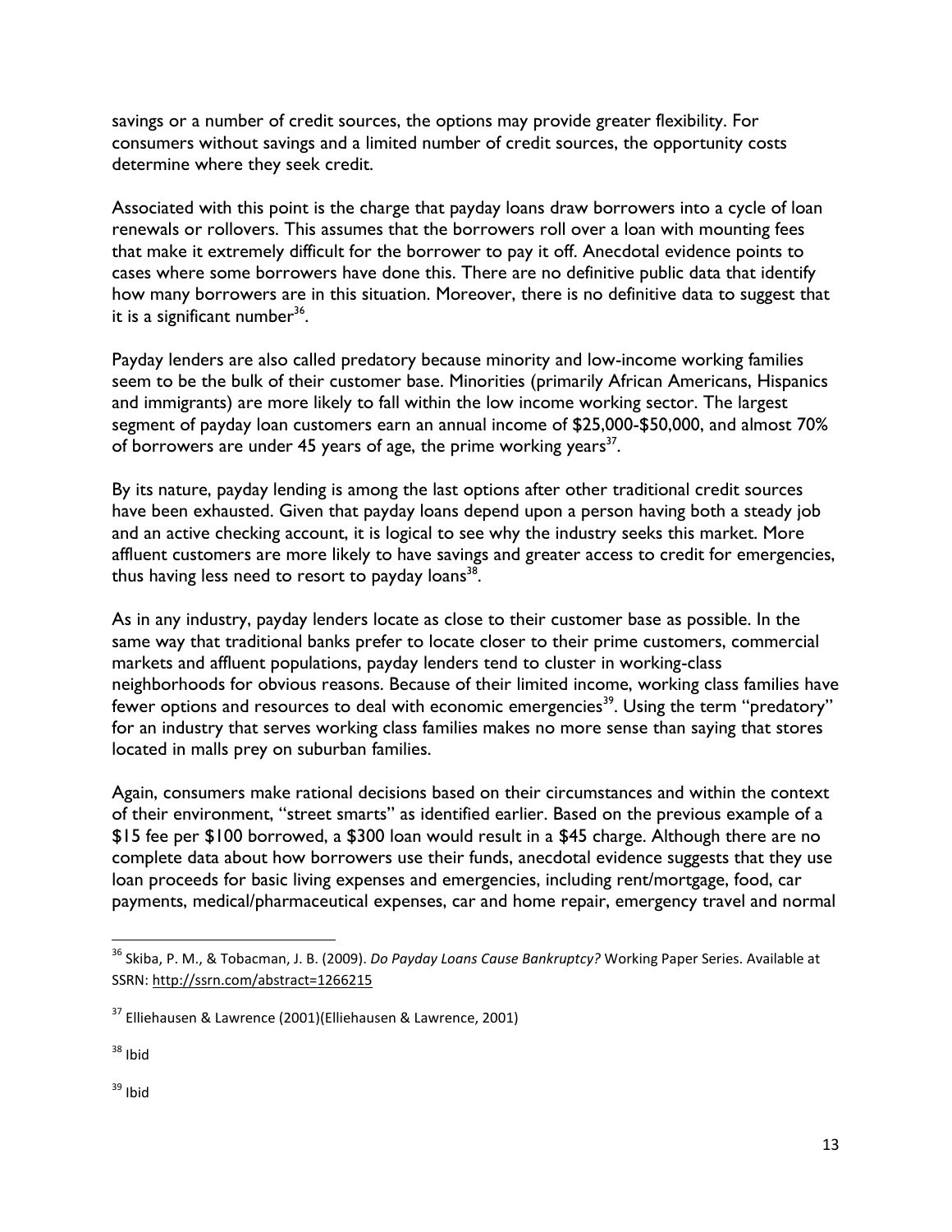savings or a number of credit sources, the options may provide greater flexibility. For consumers without savings and a limited number of credit sources, the opportunity costs determine where they seek credit.

Associated with this point is the charge that payday loans draw borrowers into a cycle of loan renewals or rollovers. This assumes that the borrowers roll over a loan with mounting fees that make it extremely difficult for the borrower to pay it off. Anecdotal evidence points to cases where some borrowers have done this. There are no definitive public data that identify how many borrowers are in this situation. Moreover, there is no definitive data to suggest that it is a significant number[36].

Payday lenders are also called predatory because minority and low-income working families seem to be the bulk of their customer base. Minorities (primarily African Americans, Hispanics and immigrants) are more likely to fall within the low income working sector. The largest segment of payday loan customers earn an annual income of $25,000-$50,000, and almost 70% of borrowers are under 45 years of age, the prime working years[37].

By its nature, payday lending is among the last options after other traditional credit sources have been exhausted. Given that payday loans depend upon a person having both a steady job and an active checking account, it is logical to see why the industry seeks this market. More affluent customers are more likely to have savings and greater access to credit for emergencies, thus having less need to resort to payday loans[38].

As in any industry, payday lenders locate as close to their customer base as possible. In the same way that traditional banks prefer to locate closer to their prime customers, commercial markets and affluent populations, payday lenders tend to cluster in working-class neighborhoods for obvious reasons. Because of their limited income, working class families have fewer options and resources to deal with economic emergencies[39]. Using the term "predatory" for an industry that serves working class families makes no more sense than saying that stores located in malls prey on suburban families.

Again, consumers make rational decisions based on their circumstances and within the context of their environment, "street smarts" as identified earlier. Based on the previous example of a $15 fee per $100 borrowed, a $300 loan would result in a $45 charge. Although there are no complete data about how borrowers use their funds, anecdotal evidence suggests that they use loan proceeds for basic living expenses and emergencies, including rent/mortgage, food, car payments, medical/pharmaceutical expenses, car and home repair, emergency travel and normal

---

[36] Skiba, P. M., & Tobacman, J. B. (2009). *Do Payday Loans Cause Bankruptcy?* Working Paper Series. Available at SSRN: http://ssrn.com/abstract=1266215

[37] Elliehausen & Lawrence (2001)(Elliehausen & Lawrence, 2001)

[38] Ibid

[39] Ibid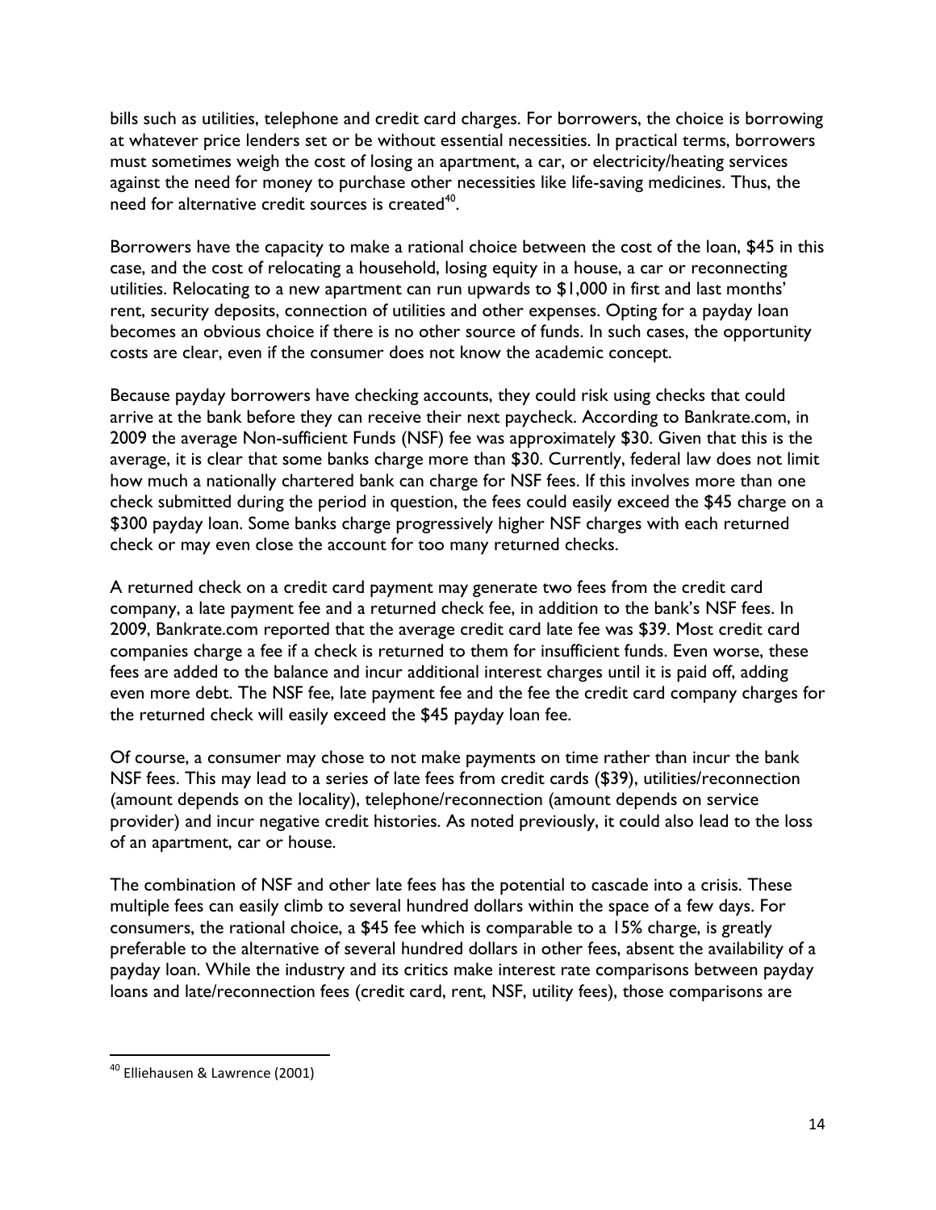bills such as utilities, telephone and credit card charges. For borrowers, the choice is borrowing at whatever price lenders set or be without essential necessities. In practical terms, borrowers must sometimes weigh the cost of losing an apartment, a car, or electricity/heating services against the need for money to purchase other necessities like life-saving medicines. Thus, the need for alternative credit sources is created[40].

Borrowers have the capacity to make a rational choice between the cost of the loan, $45 in this case, and the cost of relocating a household, losing equity in a house, a car or reconnecting utilities. Relocating to a new apartment can run upwards to $1,000 in first and last months' rent, security deposits, connection of utilities and other expenses. Opting for a payday loan becomes an obvious choice if there is no other source of funds. In such cases, the opportunity costs are clear, even if the consumer does not know the academic concept.

Because payday borrowers have checking accounts, they could risk using checks that could arrive at the bank before they can receive their next paycheck. According to Bankrate.com, in 2009 the average Non-sufficient Funds (NSF) fee was approximately $30. Given that this is the average, it is clear that some banks charge more than $30. Currently, federal law does not limit how much a nationally chartered bank can charge for NSF fees. If this involves more than one check submitted during the period in question, the fees could easily exceed the $45 charge on a $300 payday loan. Some banks charge progressively higher NSF charges with each returned check or may even close the account for too many returned checks.

A returned check on a credit card payment may generate two fees from the credit card company, a late payment fee and a returned check fee, in addition to the bank's NSF fees. In 2009, Bankrate.com reported that the average credit card late fee was $39. Most credit card companies charge a fee if a check is returned to them for insufficient funds. Even worse, these fees are added to the balance and incur additional interest charges until it is paid off, adding even more debt. The NSF fee, late payment fee and the fee the credit card company charges for the returned check will easily exceed the $45 payday loan fee.

Of course, a consumer may chose to not make payments on time rather than incur the bank NSF fees. This may lead to a series of late fees from credit cards ($39), utilities/reconnection (amount depends on the locality), telephone/reconnection (amount depends on service provider) and incur negative credit histories. As noted previously, it could also lead to the loss of an apartment, car or house.

The combination of NSF and other late fees has the potential to cascade into a crisis. These multiple fees can easily climb to several hundred dollars within the space of a few days. For consumers, the rational choice, a $45 fee which is comparable to a 15% charge, is greatly preferable to the alternative of several hundred dollars in other fees, absent the availability of a payday loan. While the industry and its critics make interest rate comparisons between payday loans and late/reconnection fees (credit card, rent, NSF, utility fees), those comparisons are

---

[40] Elliehausen & Lawrence (2001)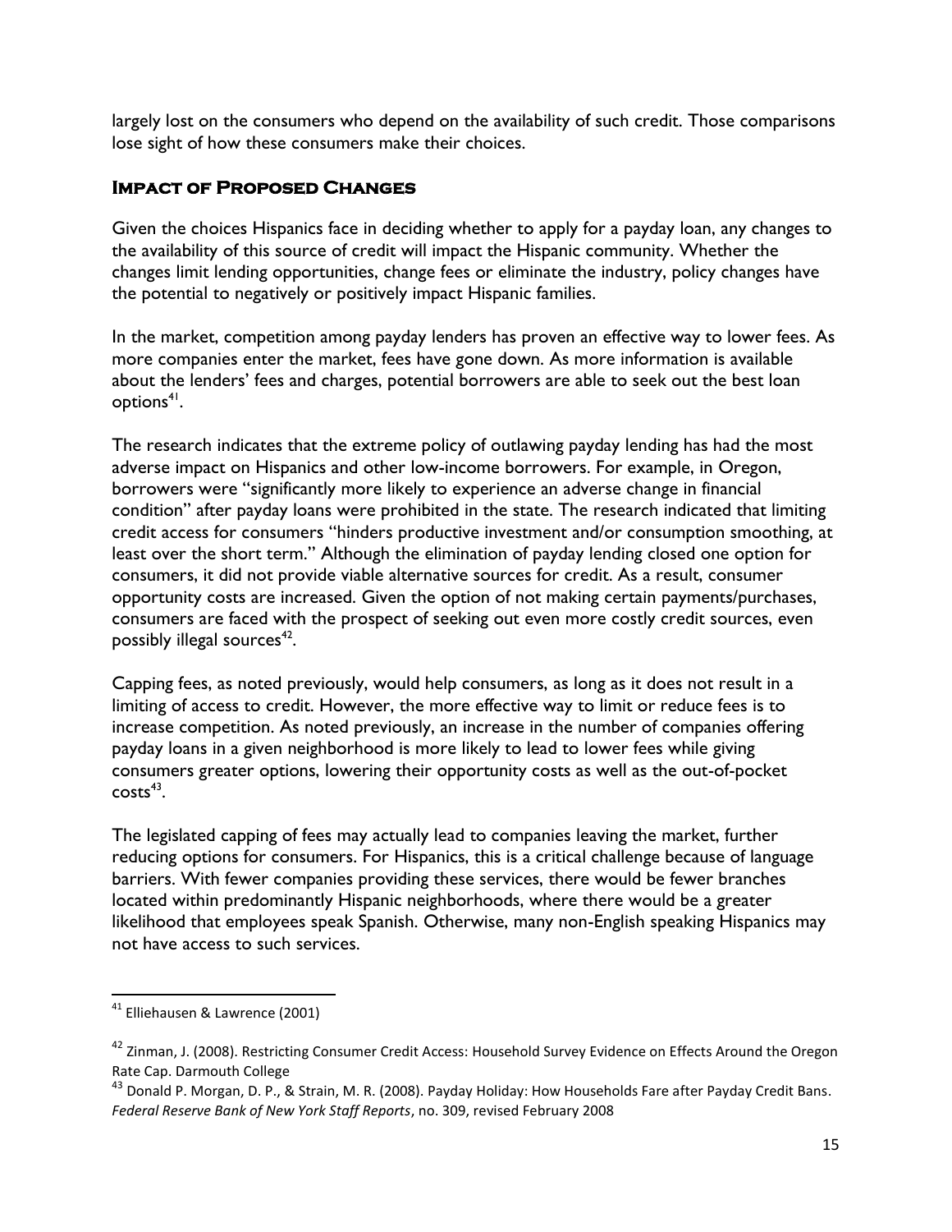largely lost on the consumers who depend on the availability of such credit. Those comparisons lose sight of how these consumers make their choices.

### Impact of Proposed Changes

Given the choices Hispanics face in deciding whether to apply for a payday loan, any changes to the availability of this source of credit will impact the Hispanic community. Whether the changes limit lending opportunities, change fees or eliminate the industry, policy changes have the potential to negatively or positively impact Hispanic families.

In the market, competition among payday lenders has proven an effective way to lower fees. As more companies enter the market, fees have gone down. As more information is available about the lenders' fees and charges, potential borrowers are able to seek out the best loan options[41].

The research indicates that the extreme policy of outlawing payday lending has had the most adverse impact on Hispanics and other low-income borrowers. For example, in Oregon, borrowers were "significantly more likely to experience an adverse change in financial condition" after payday loans were prohibited in the state. The research indicated that limiting credit access for consumers "hinders productive investment and/or consumption smoothing, at least over the short term." Although the elimination of payday lending closed one option for consumers, it did not provide viable alternative sources for credit. As a result, consumer opportunity costs are increased. Given the option of not making certain payments/purchases, consumers are faced with the prospect of seeking out even more costly credit sources, even possibly illegal sources[42].

Capping fees, as noted previously, would help consumers, as long as it does not result in a limiting of access to credit. However, the more effective way to limit or reduce fees is to increase competition. As noted previously, an increase in the number of companies offering payday loans in a given neighborhood is more likely to lead to lower fees while giving consumers greater options, lowering their opportunity costs as well as the out-of-pocket costs[43].

The legislated capping of fees may actually lead to companies leaving the market, further reducing options for consumers. For Hispanics, this is a critical challenge because of language barriers. With fewer companies providing these services, there would be fewer branches located within predominantly Hispanic neighborhoods, where there would be a greater likelihood that employees speak Spanish. Otherwise, many non-English speaking Hispanics may not have access to such services.

---

[41] Elliehausen & Lawrence (2001)

[42] Zinman, J. (2008). Restricting Consumer Credit Access: Household Survey Evidence on Effects Around the Oregon Rate Cap. Darmouth College

[43] Donald P. Morgan, D. P., & Strain, M. R. (2008). Payday Holiday: How Households Fare after Payday Credit Bans. *Federal Reserve Bank of New York Staff Reports*, no. 309, revised February 2008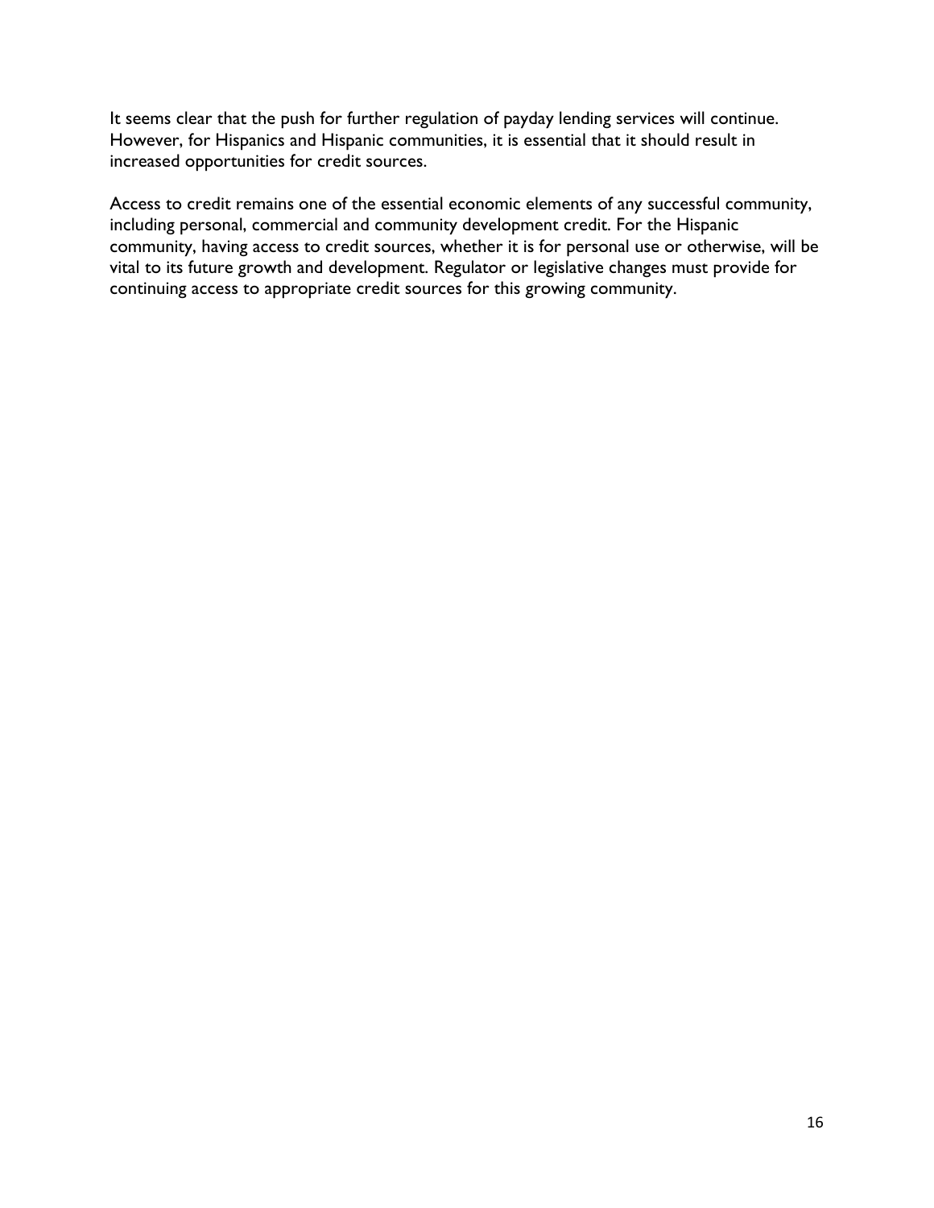It seems clear that the push for further regulation of payday lending services will continue. However, for Hispanics and Hispanic communities, it is essential that it should result in increased opportunities for credit sources.

Access to credit remains one of the essential economic elements of any successful community, including personal, commercial and community development credit. For the Hispanic community, having access to credit sources, whether it is for personal use or otherwise, will be vital to its future growth and development. Regulator or legislative changes must provide for continuing access to appropriate credit sources for this growing community.